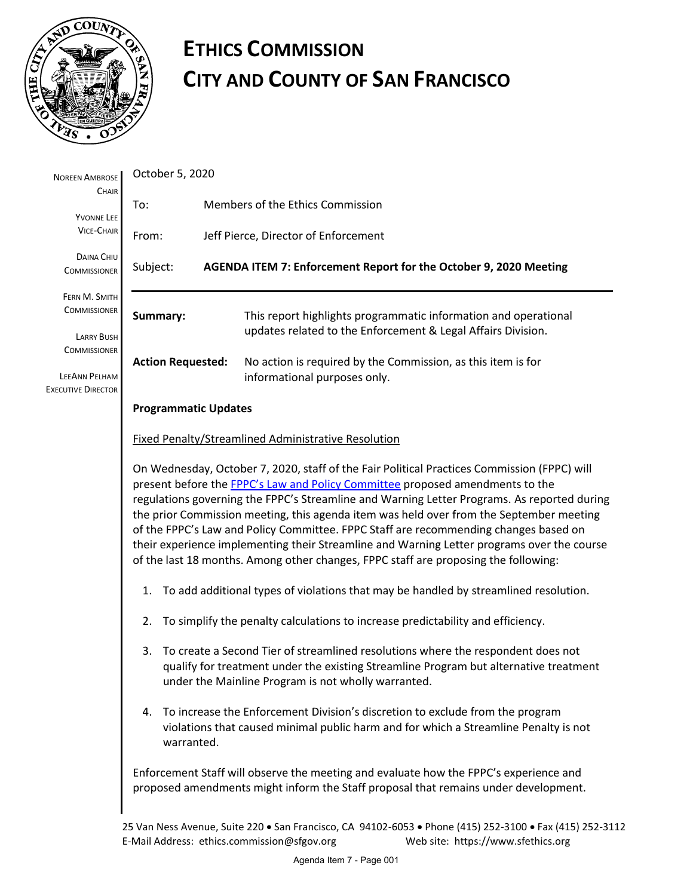# ETHICS COMMISSION
# CITY AND COUNTY OF SAN FRANCISCO

NOREEN AMBROSE
CHAIR

YVONNE LEE
VICE-CHAIR

DAINA CHIU
COMMISSIONER

FERN M. SMITH
COMMISSIONER

LARRY BUSH
COMMISSIONER

LEEANN PELHAM
EXECUTIVE DIRECTOR

October 5, 2020

To: Members of the Ethics Commission

From: Jeff Pierce, Director of Enforcement

Subject: **AGENDA ITEM 7: Enforcement Report for the October 9, 2020 Meeting**

---

**Summary:** This report highlights programmatic information and operational updates related to the Enforcement & Legal Affairs Division.

**Action Requested:** No action is required by the Commission, as this item is for informational purposes only.

**Programmatic Updates**

Fixed Penalty/Streamlined Administrative Resolution

On Wednesday, October 7, 2020, staff of the Fair Political Practices Commission (FPPC) will present before the FPPC's Law and Policy Committee proposed amendments to the regulations governing the FPPC's Streamline and Warning Letter Programs. As reported during the prior Commission meeting, this agenda item was held over from the September meeting of the FPPC's Law and Policy Committee. FPPC Staff are recommending changes based on their experience implementing their Streamline and Warning Letter programs over the course of the last 18 months. Among other changes, FPPC staff are proposing the following:

1. To add additional types of violations that may be handled by streamlined resolution.
2. To simplify the penalty calculations to increase predictability and efficiency.
3. To create a Second Tier of streamlined resolutions where the respondent does not qualify for treatment under the existing Streamline Program but alternative treatment under the Mainline Program is not wholly warranted.
4. To increase the Enforcement Division's discretion to exclude from the program violations that caused minimal public harm and for which a Streamline Penalty is not warranted.

Enforcement Staff will observe the meeting and evaluate how the FPPC's experience and proposed amendments might inform the Staff proposal that remains under development.

25 Van Ness Avenue, Suite 220 • San Francisco, CA 94102-6053 • Phone (415) 252-3100 • Fax (415) 252-3112
E-Mail Address: ethics.commission@sfgov.org Web site: https://www.sfethics.org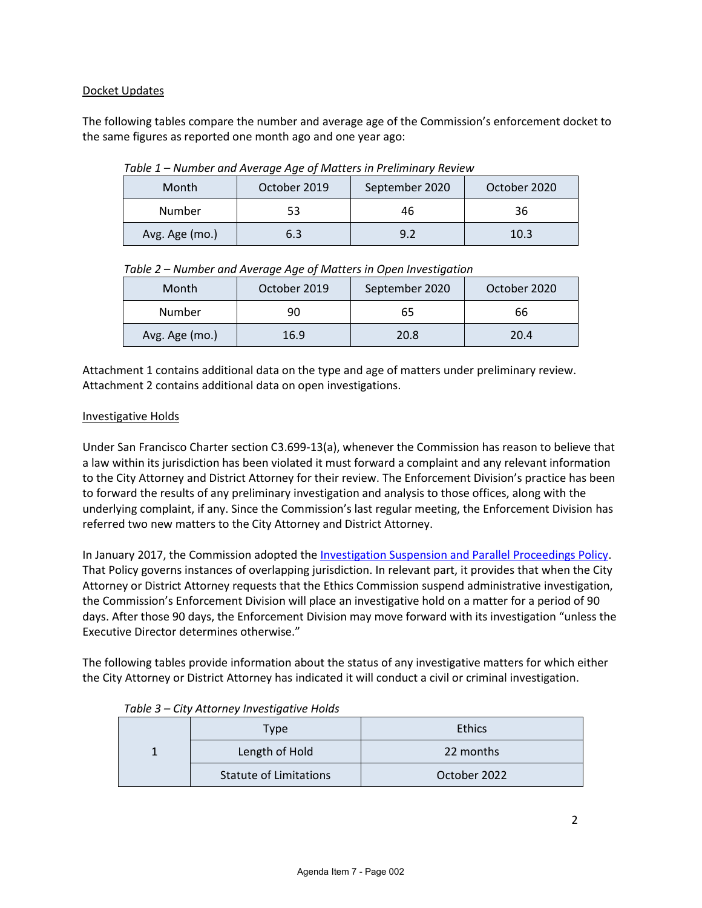## Docket Updates

The following tables compare the number and average age of the Commission's enforcement docket to the same figures as reported one month ago and one year ago:

*Table 1 – Number and Average Age of Matters in Preliminary Review*

| Month | October 2019 | September 2020 | October 2020 |
|---|---|---|---|
| Number | 53 | 46 | 36 |
| Avg. Age (mo.) | 6.3 | 9.2 | 10.3 |

*Table 2 – Number and Average Age of Matters in Open Investigation*

| Month | October 2019 | September 2020 | October 2020 |
|---|---|---|---|
| Number | 90 | 65 | 66 |
| Avg. Age (mo.) | 16.9 | 20.8 | 20.4 |

Attachment 1 contains additional data on the type and age of matters under preliminary review. Attachment 2 contains additional data on open investigations.

## Investigative Holds

Under San Francisco Charter section C3.699-13(a), whenever the Commission has reason to believe that a law within its jurisdiction has been violated it must forward a complaint and any relevant information to the City Attorney and District Attorney for their review. The Enforcement Division's practice has been to forward the results of any preliminary investigation and analysis to those offices, along with the underlying complaint, if any. Since the Commission's last regular meeting, the Enforcement Division has referred two new matters to the City Attorney and District Attorney.

In January 2017, the Commission adopted the Investigation Suspension and Parallel Proceedings Policy. That Policy governs instances of overlapping jurisdiction. In relevant part, it provides that when the City Attorney or District Attorney requests that the Ethics Commission suspend administrative investigation, the Commission's Enforcement Division will place an investigative hold on a matter for a period of 90 days. After those 90 days, the Enforcement Division may move forward with its investigation "unless the Executive Director determines otherwise."

The following tables provide information about the status of any investigative matters for which either the City Attorney or District Attorney has indicated it will conduct a civil or criminal investigation.

*Table 3 – City Attorney Investigative Holds*

| | | |
|---|---|---|
| 1 | Type | Ethics |
| | Length of Hold | 22 months |
| | Statute of Limitations | October 2022 |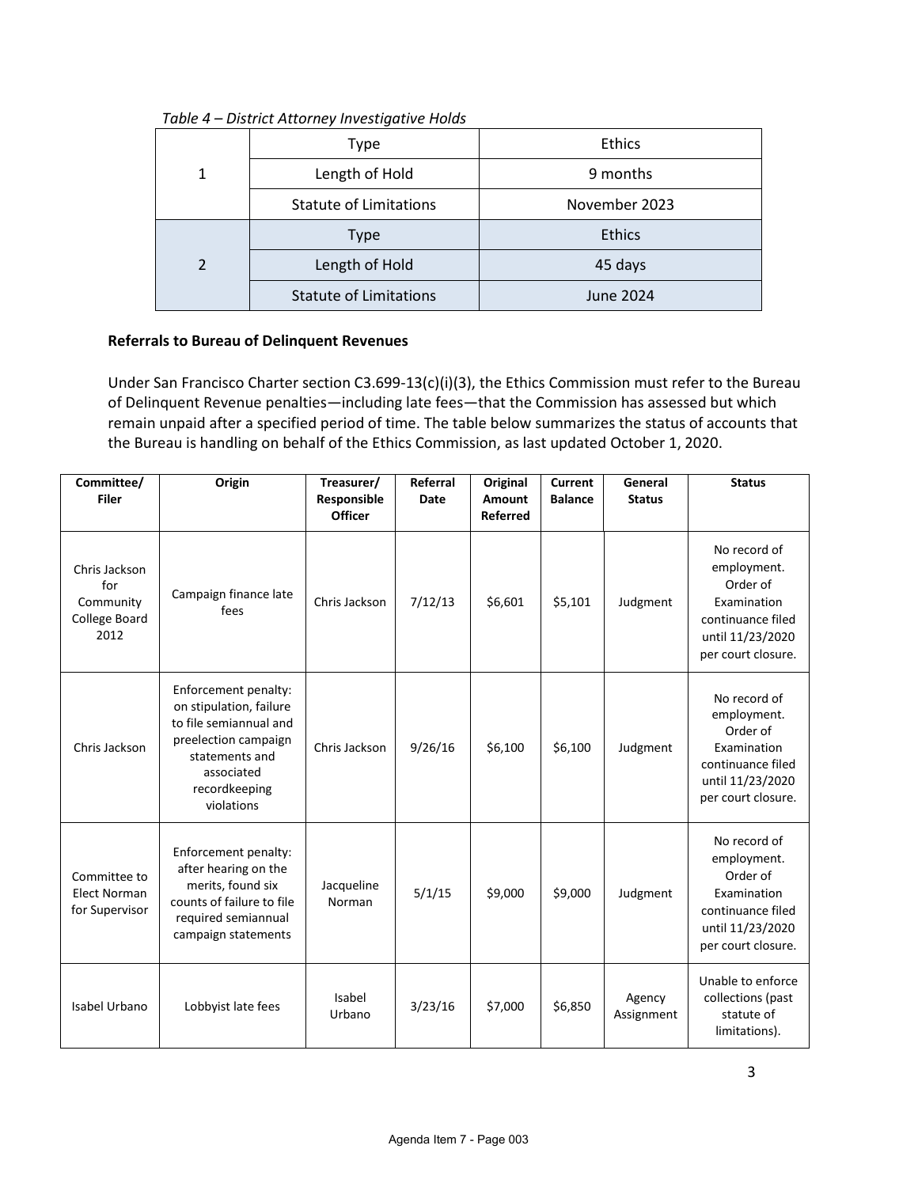*Table 4 – District Attorney Investigative Holds*

| | | |
|---|---|---|
| 1 | Type | Ethics |
| | Length of Hold | 9 months |
| | Statute of Limitations | November 2023 |
| 2 | Type | Ethics |
| | Length of Hold | 45 days |
| | Statute of Limitations | June 2024 |

**Referrals to Bureau of Delinquent Revenues**

Under San Francisco Charter section C3.699-13(c)(i)(3), the Ethics Commission must refer to the Bureau of Delinquent Revenue penalties—including late fees—that the Commission has assessed but which remain unpaid after a specified period of time. The table below summarizes the status of accounts that the Bureau is handling on behalf of the Ethics Commission, as last updated October 1, 2020.

| Committee/ Filer | Origin | Treasurer/ Responsible Officer | Referral Date | Original Amount Referred | Current Balance | General Status | Status |
|---|---|---|---|---|---|---|---|
| Chris Jackson for Community College Board 2012 | Campaign finance late fees | Chris Jackson | 7/12/13 | $6,601 | $5,101 | Judgment | No record of employment. Order of Examination continuance filed until 11/23/2020 per court closure. |
| Chris Jackson | Enforcement penalty: on stipulation, failure to file semiannual and preelection campaign statements and associated recordkeeping violations | Chris Jackson | 9/26/16 | $6,100 | $6,100 | Judgment | No record of employment. Order of Examination continuance filed until 11/23/2020 per court closure. |
| Committee to Elect Norman for Supervisor | Enforcement penalty: after hearing on the merits, found six counts of failure to file required semiannual campaign statements | Jacqueline Norman | 5/1/15 | $9,000 | $9,000 | Judgment | No record of employment. Order of Examination continuance filed until 11/23/2020 per court closure. |
| Isabel Urbano | Lobbyist late fees | Isabel Urbano | 3/23/16 | $7,000 | $6,850 | Agency Assignment | Unable to enforce collections (past statute of limitations). |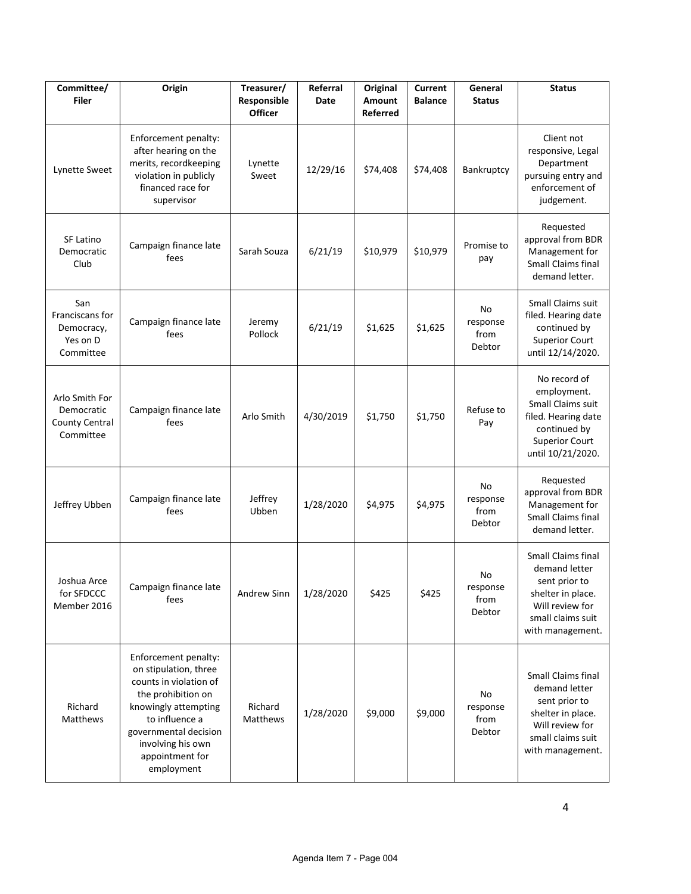| Committee/ Filer | Origin | Treasurer/ Responsible Officer | Referral Date | Original Amount Referred | Current Balance | General Status | Status |
|---|---|---|---|---|---|---|---|
| Lynette Sweet | Enforcement penalty: after hearing on the merits, recordkeeping violation in publicly financed race for supervisor | Lynette Sweet | 12/29/16 | $74,408 | $74,408 | Bankruptcy | Client not responsive, Legal Department pursuing entry and enforcement of judgement. |
| SF Latino Democratic Club | Campaign finance late fees | Sarah Souza | 6/21/19 | $10,979 | $10,979 | Promise to pay | Requested approval from BDR Management for Small Claims final demand letter. |
| San Franciscans for Democracy, Yes on D Committee | Campaign finance late fees | Jeremy Pollock | 6/21/19 | $1,625 | $1,625 | No response from Debtor | Small Claims suit filed. Hearing date continued by Superior Court until 12/14/2020. |
| Arlo Smith For Democratic County Central Committee | Campaign finance late fees | Arlo Smith | 4/30/2019 | $1,750 | $1,750 | Refuse to Pay | No record of employment. Small Claims suit filed. Hearing date continued by Superior Court until 10/21/2020. |
| Jeffrey Ubben | Campaign finance late fees | Jeffrey Ubben | 1/28/2020 | $4,975 | $4,975 | No response from Debtor | Requested approval from BDR Management for Small Claims final demand letter. |
| Joshua Arce for SFDCCC Member 2016 | Campaign finance late fees | Andrew Sinn | 1/28/2020 | $425 | $425 | No response from Debtor | Small Claims final demand letter sent prior to shelter in place. Will review for small claims suit with management. |
| Richard Matthews | Enforcement penalty: on stipulation, three counts in violation of the prohibition on knowingly attempting to influence a governmental decision involving his own appointment for employment | Richard Matthews | 1/28/2020 | $9,000 | $9,000 | No response from Debtor | Small Claims final demand letter sent prior to shelter in place. Will review for small claims suit with management. |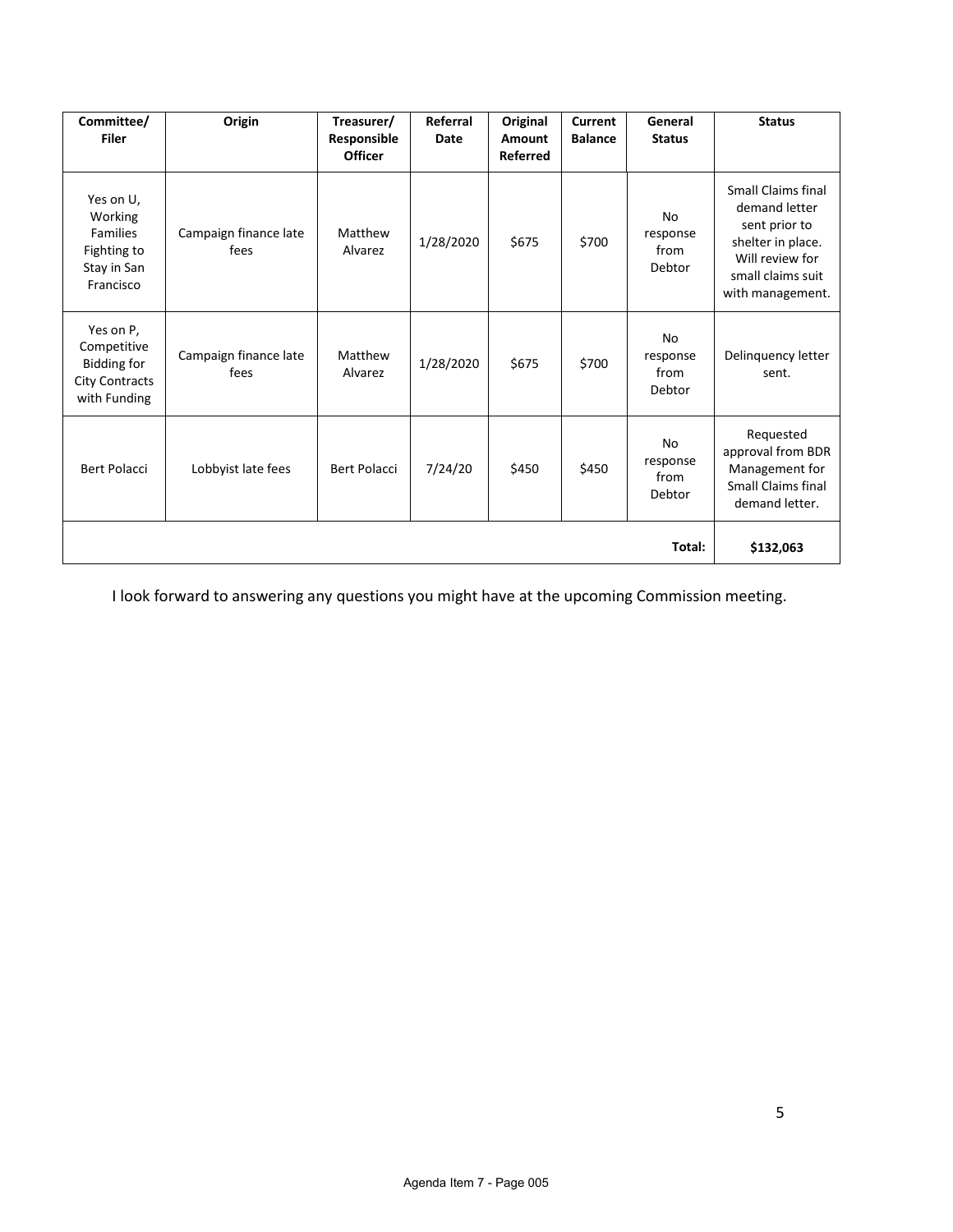| Committee/ Filer | Origin | Treasurer/ Responsible Officer | Referral Date | Original Amount Referred | Current Balance | General Status | Status |
| --- | --- | --- | --- | --- | --- | --- | --- |
| Yes on U, Working Families Fighting to Stay in San Francisco | Campaign finance late fees | Matthew Alvarez | 1/28/2020 | $675 | $700 | No response from Debtor | Small Claims final demand letter sent prior to shelter in place. Will review for small claims suit with management. |
| Yes on P, Competitive Bidding for City Contracts with Funding | Campaign finance late fees | Matthew Alvarez | 1/28/2020 | $675 | $700 | No response from Debtor | Delinquency letter sent. |
| Bert Polacci | Lobbyist late fees | Bert Polacci | 7/24/20 | $450 | $450 | No response from Debtor | Requested approval from BDR Management for Small Claims final demand letter. |
| | | | | | | **Total:** | **$132,063** |

I look forward to answering any questions you might have at the upcoming Commission meeting.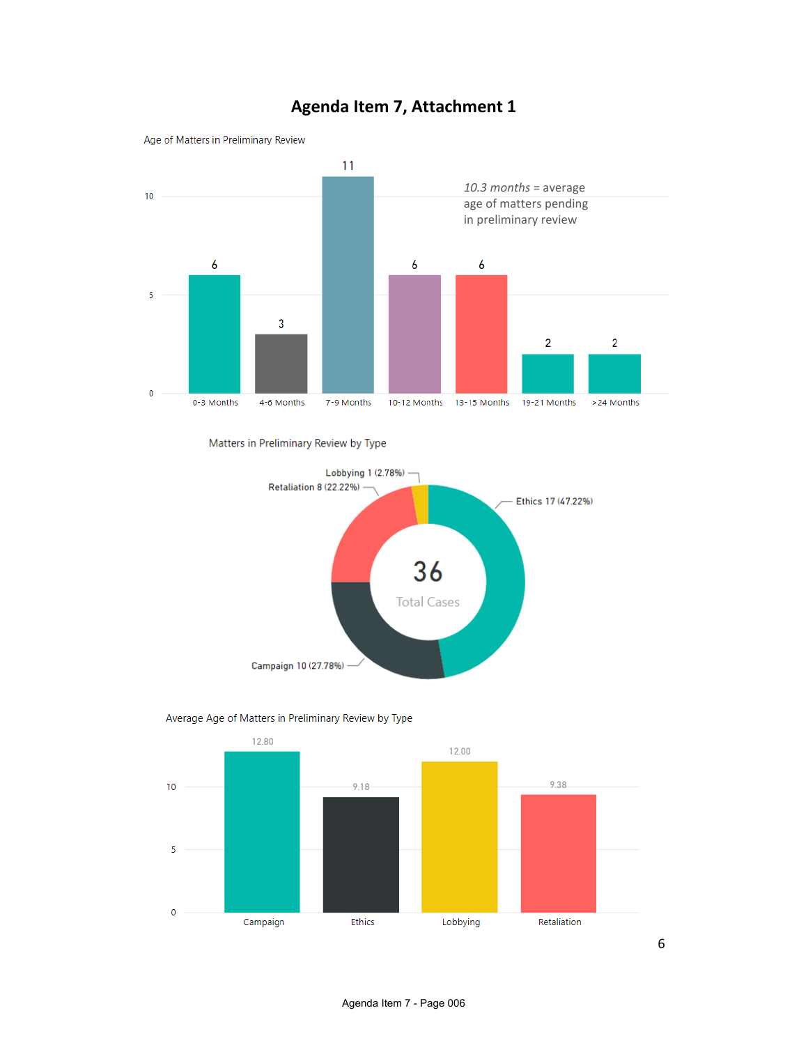# Agenda Item 7, Attachment 1

Age of Matters in Preliminary Review

| Age | Count |
|---|---|
| 0-3 Months | 6 |
| 4-6 Months | 3 |
| 7-9 Months | 11 |
| 10-12 Months | 6 |
| 13-15 Months | 6 |
| 19-21 Months | 2 |
| >24 Months | 2 |

*10.3 months* = average age of matters pending in preliminary review

Matters in Preliminary Review by Type

| Type | Count (%) |
|---|---|
| Ethics | 17 (47.22%) |
| Campaign | 10 (27.78%) |
| Retaliation | 8 (22.22%) |
| Lobbying | 1 (2.78%) |

36 Total Cases

Average Age of Matters in Preliminary Review by Type

| Type | Average Age |
|---|---|
| Campaign | 12.80 |
| Ethics | 9.18 |
| Lobbying | 12.00 |
| Retaliation | 9.38 |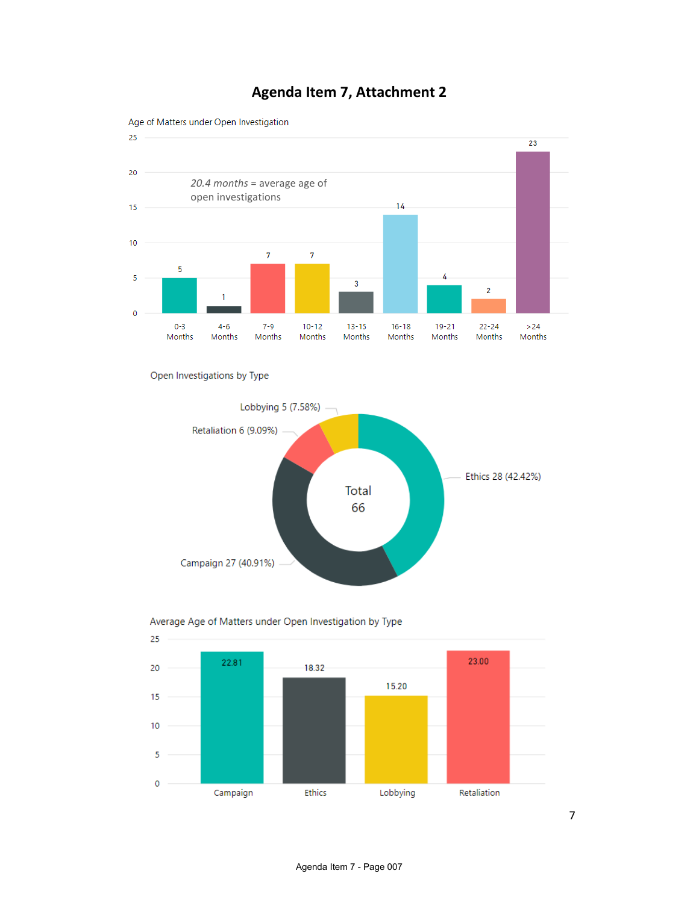# Agenda Item 7, Attachment 2

Age of Matters under Open Investigation

25
20
15
10
5
0

*20.4 months* = average age of open investigations

5
1
7
7
3
14
4
2
23

0-3 Months
4-6 Months
7-9 Months
10-12 Months
13-15 Months
16-18 Months
19-21 Months
22-24 Months
>24 Months

Open Investigations by Type

Lobbying 5 (7.58%)
Retaliation 6 (9.09%)
Ethics 28 (42.42%)
Campaign 27 (40.91%)

Total
66

Average Age of Matters under Open Investigation by Type

25
20
15
10
5
0

22.81
18.32
15.20
23.00

Campaign
Ethics
Lobbying
Retaliation